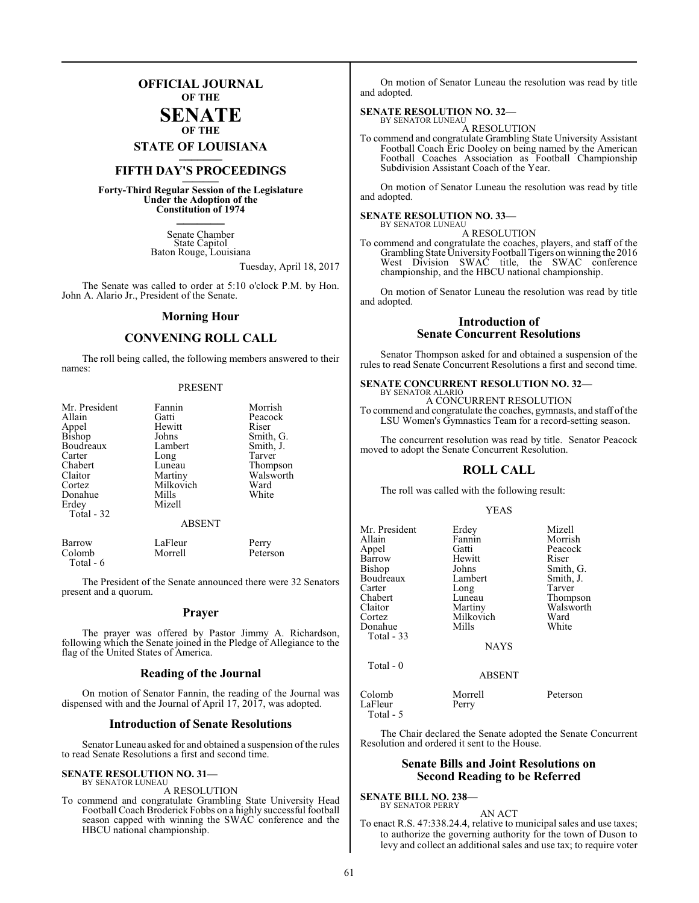# OFFICIAL JOURNAL

**OF THE**

# SENATE

**OF THE**

## STATE OF LOUISIANA

## FIFTH DAY'S PROCEEDINGS

**Forty-Third Regular Session of the Legislature Under the Adoption of the Constitution of 1974**

Senate Chamber
State Capitol
Baton Rouge, Louisiana

Tuesday, April 18, 2017

The Senate was called to order at 5:10 o'clock P.M. by Hon. John A. Alario Jr., President of the Senate.

## Morning Hour

## CONVENING ROLL CALL

The roll being called, the following members answered to their names:

PRESENT

| | | |
|---|---|---|
| Mr. President | Fannin | Morrish |
| Allain | Gatti | Peacock |
| Appel | Hewitt | Riser |
| Bishop | Johns | Smith, G. |
| Boudreaux | Lambert | Smith, J. |
| Carter | Long | Tarver |
| Chabert | Luneau | Thompson |
| Claitor | Martiny | Walsworth |
| Cortez | Milkovich | Ward |
| Donahue | Mills | White |
| Erdey | Mizell | |
| Total - 32 | | |

ABSENT

| | | |
|---|---|---|
| Barrow | LaFleur | Perry |
| Colomb | Morrell | Peterson |
| Total - 6 | | |

The President of the Senate announced there were 32 Senators present and a quorum.

## Prayer

The prayer was offered by Pastor Jimmy A. Richardson, following which the Senate joined in the Pledge of Allegiance to the flag of the United States of America.

## Reading of the Journal

On motion of Senator Fannin, the reading of the Journal was dispensed with and the Journal of April 17, 2017, was adopted.

## Introduction of Senate Resolutions

Senator Luneau asked for and obtained a suspension of the rules to read Senate Resolutions a first and second time.

**SENATE RESOLUTION NO. 31—**
BY SENATOR LUNEAU

A RESOLUTION

To commend and congratulate Grambling State University Head Football Coach Broderick Fobbs on a highly successful football season capped with winning the SWAC conference and the HBCU national championship.

On motion of Senator Luneau the resolution was read by title and adopted.

**SENATE RESOLUTION NO. 32—**
BY SENATOR LUNEAU

A RESOLUTION

To commend and congratulate Grambling State University Assistant Football Coach Eric Dooley on being named by the American Football Coaches Association as Football Championship Subdivision Assistant Coach of the Year.

On motion of Senator Luneau the resolution was read by title and adopted.

**SENATE RESOLUTION NO. 33—**
BY SENATOR LUNEAU

A RESOLUTION

To commend and congratulate the coaches, players, and staff of the Grambling State University Football Tigers on winning the 2016 West Division SWAC title, the SWAC conference championship, and the HBCU national championship.

On motion of Senator Luneau the resolution was read by title and adopted.

## Introduction of Senate Concurrent Resolutions

Senator Thompson asked for and obtained a suspension of the rules to read Senate Concurrent Resolutions a first and second time.

**SENATE CONCURRENT RESOLUTION NO. 32—**
BY SENATOR ALARIO

A CONCURRENT RESOLUTION

To commend and congratulate the coaches, gymnasts, and staff of the LSU Women's Gymnastics Team for a record-setting season.

The concurrent resolution was read by title. Senator Peacock moved to adopt the Senate Concurrent Resolution.

## ROLL CALL

The roll was called with the following result:

YEAS

| | | |
|---|---|---|
| Mr. President | Erdey | Mizell |
| Allain | Fannin | Morrish |
| Appel | Gatti | Peacock |
| Barrow | Hewitt | Riser |
| Bishop | Johns | Smith, G. |
| Boudreaux | Lambert | Smith, J. |
| Carter | Long | Tarver |
| Chabert | Luneau | Thompson |
| Claitor | Martiny | Walsworth |
| Cortez | Milkovich | Ward |
| Donahue | Mills | White |
| Total - 33 | | |

NAYS

Total - 0

ABSENT

| | | |
|---|---|---|
| Colomb | Morrell | Peterson |
| LaFleur | Perry | |
| Total - 5 | | |

The Chair declared the Senate adopted the Senate Concurrent Resolution and ordered it sent to the House.

## Senate Bills and Joint Resolutions on Second Reading to be Referred

**SENATE BILL NO. 238—**
BY SENATOR PERRY

AN ACT

To enact R.S. 47:338.24.4, relative to municipal sales and use taxes; to authorize the governing authority for the town of Duson to levy and collect an additional sales and use tax; to require voter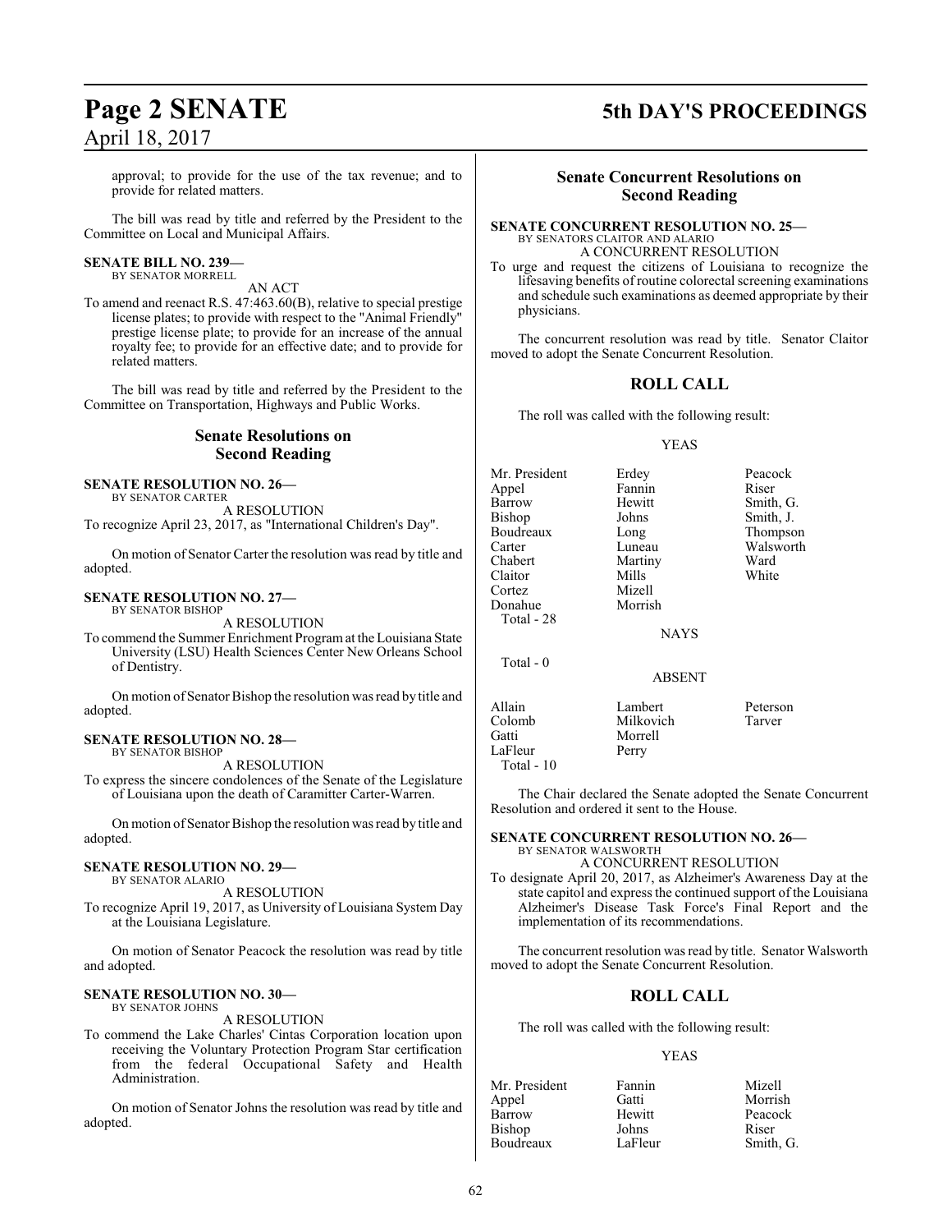approval; to provide for the use of the tax revenue; and to provide for related matters.

The bill was read by title and referred by the President to the Committee on Local and Municipal Affairs.

**SENATE BILL NO. 239—**
BY SENATOR MORRELL

AN ACT

To amend and reenact R.S. 47:463.60(B), relative to special prestige license plates; to provide with respect to the "Animal Friendly" prestige license plate; to provide for an increase of the annual royalty fee; to provide for an effective date; and to provide for related matters.

The bill was read by title and referred by the President to the Committee on Transportation, Highways and Public Works.

## Senate Resolutions on Second Reading

**SENATE RESOLUTION NO. 26—**
BY SENATOR CARTER

A RESOLUTION

To recognize April 23, 2017, as "International Children's Day".

On motion of Senator Carter the resolution was read by title and adopted.

**SENATE RESOLUTION NO. 27—**
BY SENATOR BISHOP

A RESOLUTION

To commend the Summer Enrichment Program at the Louisiana State University (LSU) Health Sciences Center New Orleans School of Dentistry.

On motion of Senator Bishop the resolution was read by title and adopted.

**SENATE RESOLUTION NO. 28—**
BY SENATOR BISHOP

A RESOLUTION

To express the sincere condolences of the Senate of the Legislature of Louisiana upon the death of Caramitter Carter-Warren.

On motion of Senator Bishop the resolution was read by title and adopted.

**SENATE RESOLUTION NO. 29—**
BY SENATOR ALARIO

A RESOLUTION

To recognize April 19, 2017, as University of Louisiana System Day at the Louisiana Legislature.

On motion of Senator Peacock the resolution was read by title and adopted.

**SENATE RESOLUTION NO. 30—**
BY SENATOR JOHNS

A RESOLUTION

To commend the Lake Charles' Cintas Corporation location upon receiving the Voluntary Protection Program Star certification from the federal Occupational Safety and Health Administration.

On motion of Senator Johns the resolution was read by title and adopted.

## Senate Concurrent Resolutions on Second Reading

**SENATE CONCURRENT RESOLUTION NO. 25—**
BY SENATORS CLAITOR AND ALARIO

A CONCURRENT RESOLUTION

To urge and request the citizens of Louisiana to recognize the lifesaving benefits of routine colorectal screening examinations and schedule such examinations as deemed appropriate by their physicians.

The concurrent resolution was read by title. Senator Claitor moved to adopt the Senate Concurrent Resolution.

## ROLL CALL

The roll was called with the following result:

YEAS

| | | |
|---|---|---|
| Mr. President | Erdey | Peacock |
| Appel | Fannin | Riser |
| Barrow | Hewitt | Smith, G. |
| Bishop | Johns | Smith, J. |
| Boudreaux | Long | Thompson |
| Carter | Luneau | Walsworth |
| Chabert | Martiny | Ward |
| Claitor | Mills | White |
| Cortez | Mizell | |
| Donahue | Morrish | |

Total - 28

NAYS

Total - 0

ABSENT

| | | |
|---|---|---|
| Allain | Lambert | Peterson |
| Colomb | Milkovich | Tarver |
| Gatti | Morrell | |
| LaFleur | Perry | |

Total - 10

The Chair declared the Senate adopted the Senate Concurrent Resolution and ordered it sent to the House.

**SENATE CONCURRENT RESOLUTION NO. 26—**
BY SENATOR WALSWORTH

A CONCURRENT RESOLUTION

To designate April 20, 2017, as Alzheimer's Awareness Day at the state capitol and express the continued support of the Louisiana Alzheimer's Disease Task Force's Final Report and the implementation of its recommendations.

The concurrent resolution was read by title. Senator Walsworth moved to adopt the Senate Concurrent Resolution.

## ROLL CALL

The roll was called with the following result:

YEAS

| | | |
|---|---|---|
| Mr. President | Fannin | Mizell |
| Appel | Gatti | Morrish |
| Barrow | Hewitt | Peacock |
| Bishop | Johns | Riser |
| Boudreaux | LaFleur | Smith, G. |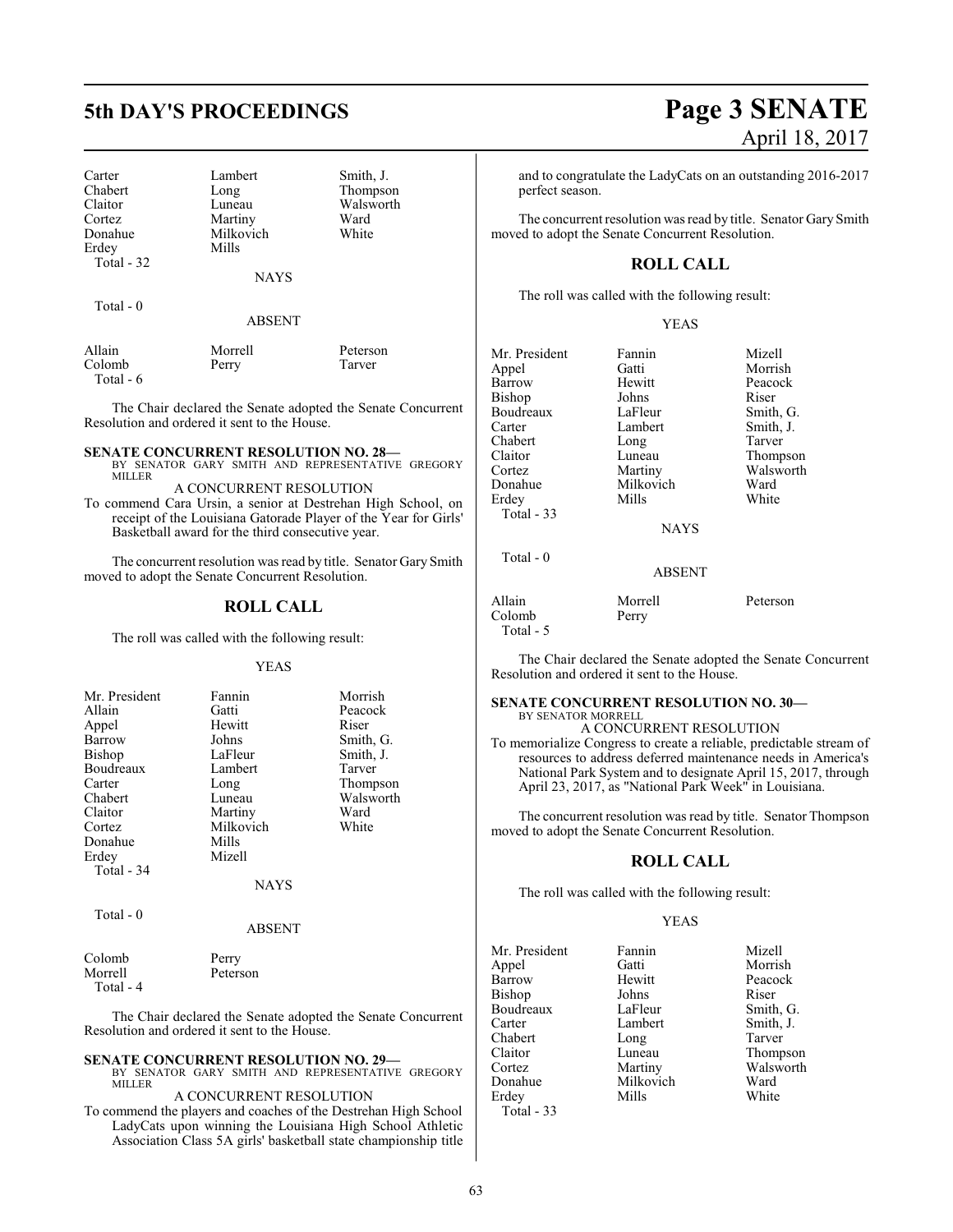| | | |
|---|---|---|
| Carter | Lambert | Smith, J. |
| Chabert | Long | Thompson |
| Claitor | Luneau | Walsworth |
| Cortez | Martiny | Ward |
| Donahue | Milkovich | White |
| Erdey | Mills | |
| Total - 32 | | |

NAYS

Total - 0

ABSENT

| | | |
|---|---|---|
| Allain | Morrell | Peterson |
| Colomb | Perry | Tarver |
| Total - 6 | | |

The Chair declared the Senate adopted the Senate Concurrent Resolution and ordered it sent to the House.

**SENATE CONCURRENT RESOLUTION NO. 28—**
BY SENATOR GARY SMITH AND REPRESENTATIVE GREGORY MILLER

A CONCURRENT RESOLUTION

To commend Cara Ursin, a senior at Destrehan High School, on receipt of the Louisiana Gatorade Player of the Year for Girls' Basketball award for the third consecutive year.

The concurrent resolution was read by title. Senator Gary Smith moved to adopt the Senate Concurrent Resolution.

## ROLL CALL

The roll was called with the following result:

YEAS

| | | |
|---|---|---|
| Mr. President | Fannin | Morrish |
| Allain | Gatti | Peacock |
| Appel | Hewitt | Riser |
| Barrow | Johns | Smith, G. |
| Bishop | LaFleur | Smith, J. |
| Boudreaux | Lambert | Tarver |
| Carter | Long | Thompson |
| Chabert | Luneau | Walsworth |
| Claitor | Martiny | Ward |
| Cortez | Milkovich | White |
| Donahue | Mills | |
| Erdey | Mizell | |
| Total - 34 | | |

NAYS

Total - 0

ABSENT

| | |
|---|---|
| Colomb | Perry |
| Morrell | Peterson |
| Total - 4 | |

The Chair declared the Senate adopted the Senate Concurrent Resolution and ordered it sent to the House.

**SENATE CONCURRENT RESOLUTION NO. 29—**
BY SENATOR GARY SMITH AND REPRESENTATIVE GREGORY MILLER

A CONCURRENT RESOLUTION

To commend the players and coaches of the Destrehan High School LadyCats upon winning the Louisiana High School Athletic Association Class 5A girls' basketball state championship title and to congratulate the LadyCats on an outstanding 2016-2017 perfect season.

The concurrent resolution was read by title. Senator Gary Smith moved to adopt the Senate Concurrent Resolution.

## ROLL CALL

The roll was called with the following result:

YEAS

| | | |
|---|---|---|
| Mr. President | Fannin | Mizell |
| Appel | Gatti | Morrish |
| Barrow | Hewitt | Peacock |
| Bishop | Johns | Riser |
| Boudreaux | LaFleur | Smith, G. |
| Carter | Lambert | Smith, J. |
| Chabert | Long | Tarver |
| Claitor | Luneau | Thompson |
| Cortez | Martiny | Walsworth |
| Donahue | Milkovich | Ward |
| Erdey | Mills | White |
| Total - 33 | | |

NAYS

Total - 0

ABSENT

| | | |
|---|---|---|
| Allain | Morrell | Peterson |
| Colomb | Perry | |
| Total - 5 | | |

The Chair declared the Senate adopted the Senate Concurrent Resolution and ordered it sent to the House.

**SENATE CONCURRENT RESOLUTION NO. 30—**
BY SENATOR MORRELL

A CONCURRENT RESOLUTION

To memorialize Congress to create a reliable, predictable stream of resources to address deferred maintenance needs in America's National Park System and to designate April 15, 2017, through April 23, 2017, as "National Park Week" in Louisiana.

The concurrent resolution was read by title. Senator Thompson moved to adopt the Senate Concurrent Resolution.

## ROLL CALL

The roll was called with the following result:

YEAS

| | | |
|---|---|---|
| Mr. President | Fannin | Mizell |
| Appel | Gatti | Morrish |
| Barrow | Hewitt | Peacock |
| Bishop | Johns | Riser |
| Boudreaux | LaFleur | Smith, G. |
| Carter | Lambert | Smith, J. |
| Chabert | Long | Tarver |
| Claitor | Luneau | Thompson |
| Cortez | Martiny | Walsworth |
| Donahue | Milkovich | Ward |
| Erdey | Mills | White |
| Total - 33 | | |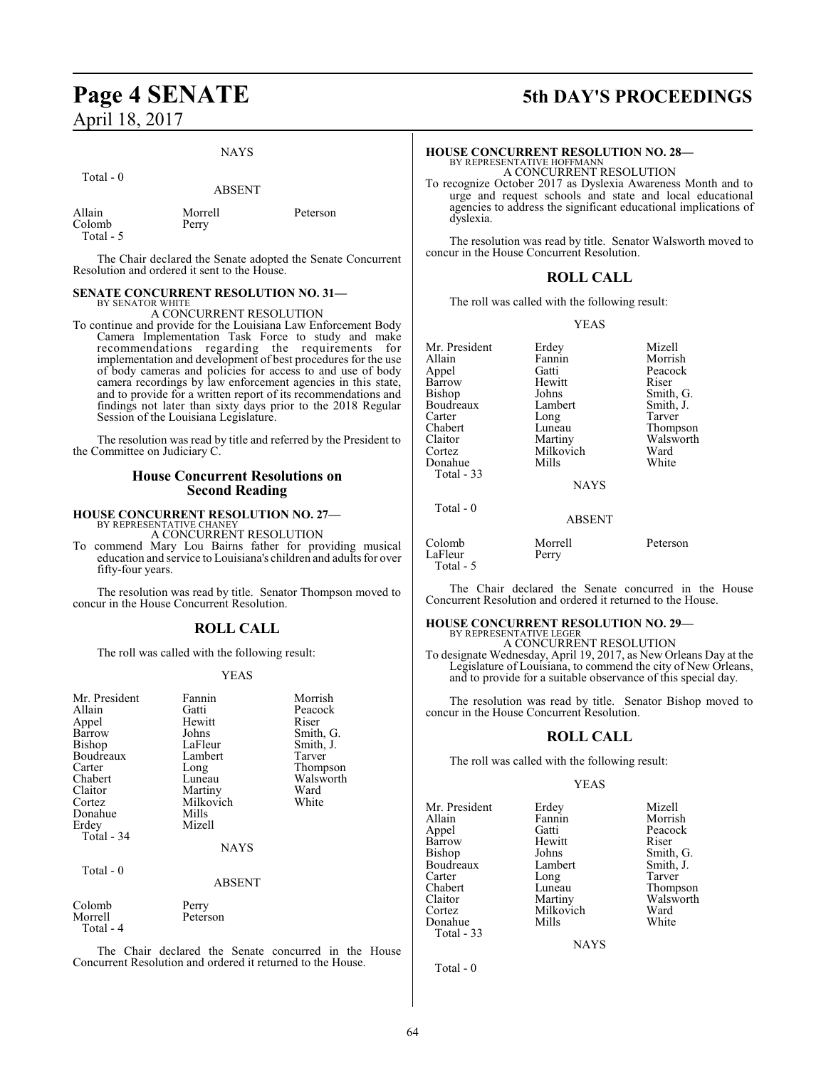NAYS

Total - 0

ABSENT

| | | |
|---|---|---|
| Allain | Morrell | Peterson |
| Colomb | Perry | |

Total - 5

The Chair declared the Senate adopted the Senate Concurrent Resolution and ordered it sent to the House.

**SENATE CONCURRENT RESOLUTION NO. 31—**
BY SENATOR WHITE

A CONCURRENT RESOLUTION

To continue and provide for the Louisiana Law Enforcement Body Camera Implementation Task Force to study and make recommendations regarding the requirements for implementation and development of best procedures for the use of body cameras and policies for access to and use of body camera recordings by law enforcement agencies in this state, and to provide for a written report of its recommendations and findings not later than sixty days prior to the 2018 Regular Session of the Louisiana Legislature.

The resolution was read by title and referred by the President to the Committee on Judiciary C.

## House Concurrent Resolutions on Second Reading

**HOUSE CONCURRENT RESOLUTION NO. 27—**
BY REPRESENTATIVE CHANEY

A CONCURRENT RESOLUTION

To commend Mary Lou Bairns father for providing musical education and service to Louisiana's children and adults for over fifty-four years.

The resolution was read by title. Senator Thompson moved to concur in the House Concurrent Resolution.

## ROLL CALL

The roll was called with the following result:

YEAS

| | | |
|---|---|---|
| Mr. President | Fannin | Morrish |
| Allain | Gatti | Peacock |
| Appel | Hewitt | Riser |
| Barrow | Johns | Smith, G. |
| Bishop | LaFleur | Smith, J. |
| Boudreaux | Lambert | Tarver |
| Carter | Long | Thompson |
| Chabert | Luneau | Walsworth |
| Claitor | Martiny | Ward |
| Cortez | Milkovich | White |
| Donahue | Mills | |
| Erdey | Mizell | |

Total - 34

NAYS

Total - 0

ABSENT

| | |
|---|---|
| Colomb | Perry |
| Morrell | Peterson |

Total - 4

The Chair declared the Senate concurred in the House Concurrent Resolution and ordered it returned to the House.

**HOUSE CONCURRENT RESOLUTION NO. 28—**
BY REPRESENTATIVE HOFFMANN

A CONCURRENT RESOLUTION

To recognize October 2017 as Dyslexia Awareness Month and to urge and request schools and state and local educational agencies to address the significant educational implications of dyslexia.

The resolution was read by title. Senator Walsworth moved to concur in the House Concurrent Resolution.

## ROLL CALL

The roll was called with the following result:

YEAS

| | | |
|---|---|---|
| Mr. President | Erdey | Mizell |
| Allain | Fannin | Morrish |
| Appel | Gatti | Peacock |
| Barrow | Hewitt | Riser |
| Bishop | Johns | Smith, G. |
| Boudreaux | Lambert | Smith, J. |
| Carter | Long | Tarver |
| Chabert | Luneau | Thompson |
| Claitor | Martiny | Walsworth |
| Cortez | Milkovich | Ward |
| Donahue | Mills | White |

Total - 33

NAYS

Total - 0

ABSENT

| | | |
|---|---|---|
| Colomb | Morrell | Peterson |
| LaFleur | Perry | |

Total - 5

The Chair declared the Senate concurred in the House Concurrent Resolution and ordered it returned to the House.

**HOUSE CONCURRENT RESOLUTION NO. 29—**
BY REPRESENTATIVE LEGER

A CONCURRENT RESOLUTION

To designate Wednesday, April 19, 2017, as New Orleans Day at the Legislature of Louisiana, to commend the city of New Orleans, and to provide for a suitable observance of this special day.

The resolution was read by title. Senator Bishop moved to concur in the House Concurrent Resolution.

## ROLL CALL

The roll was called with the following result:

YEAS

| | | |
|---|---|---|
| Mr. President | Erdey | Mizell |
| Allain | Fannin | Morrish |
| Appel | Gatti | Peacock |
| Barrow | Hewitt | Riser |
| Bishop | Johns | Smith, G. |
| Boudreaux | Lambert | Smith, J. |
| Carter | Long | Tarver |
| Chabert | Luneau | Thompson |
| Claitor | Martiny | Walsworth |
| Cortez | Milkovich | Ward |
| Donahue | Mills | White |

Total - 33

NAYS

Total - 0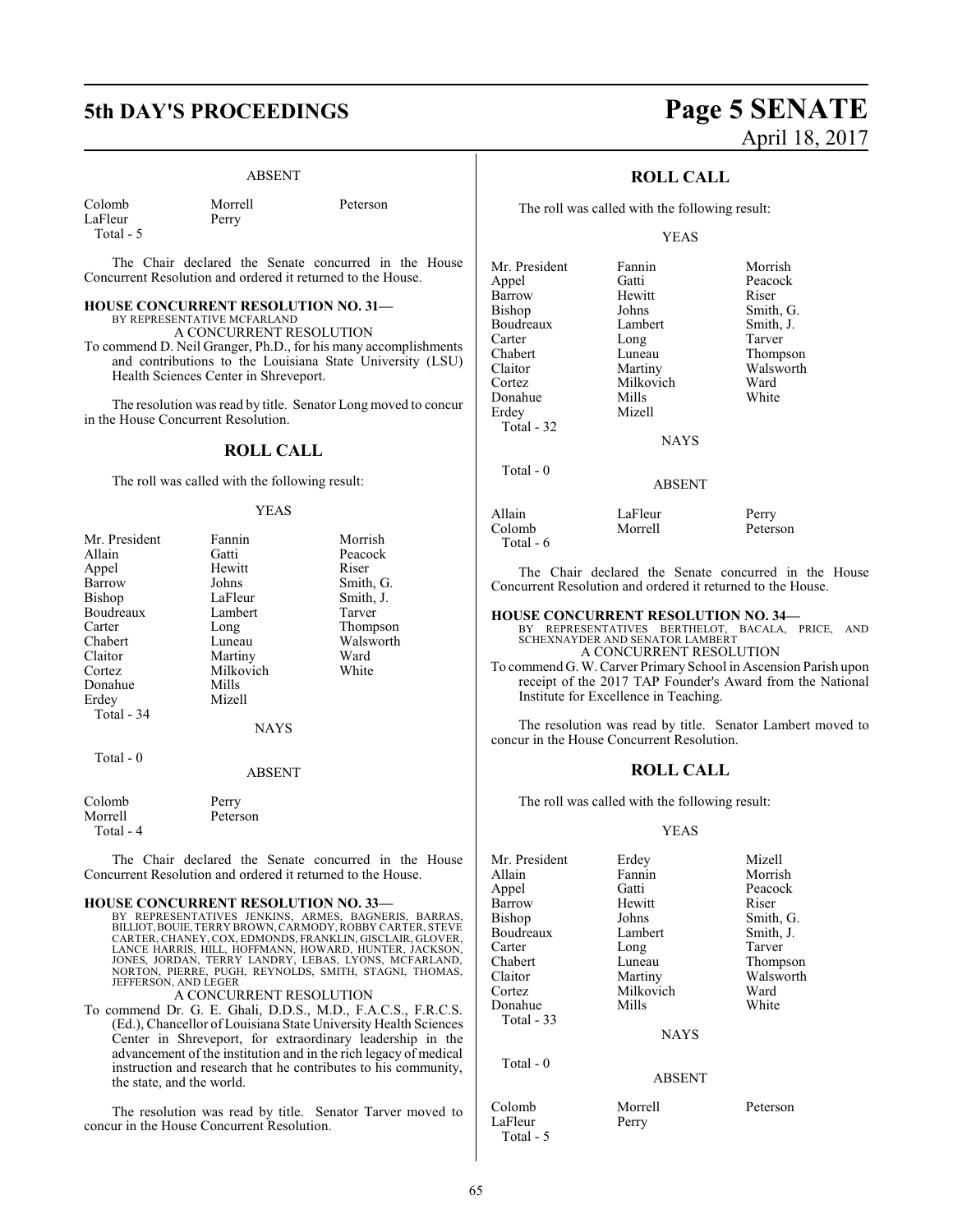ABSENT

| Colomb | Morrell | Peterson |
|---|---|---|
| LaFleur | Perry | |

Total - 5

The Chair declared the Senate concurred in the House Concurrent Resolution and ordered it returned to the House.

**HOUSE CONCURRENT RESOLUTION NO. 31—**
BY REPRESENTATIVE MCFARLAND
A CONCURRENT RESOLUTION
To commend D. Neil Granger, Ph.D., for his many accomplishments and contributions to the Louisiana State University (LSU) Health Sciences Center in Shreveport.

The resolution was read by title. Senator Long moved to concur in the House Concurrent Resolution.

## ROLL CALL

The roll was called with the following result:

YEAS

| Mr. President | Fannin | Morrish |
|---|---|---|
| Allain | Gatti | Peacock |
| Appel | Hewitt | Riser |
| Barrow | Johns | Smith, G. |
| Bishop | LaFleur | Smith, J. |
| Boudreaux | Lambert | Tarver |
| Carter | Long | Thompson |
| Chabert | Luneau | Walsworth |
| Claitor | Martiny | Ward |
| Cortez | Milkovich | White |
| Donahue | Mills | |
| Erdey | Mizell | |

Total - 34

NAYS

Total - 0

ABSENT

| Colomb | Perry |
|---|---|
| Morrell | Peterson |

Total - 4

The Chair declared the Senate concurred in the House Concurrent Resolution and ordered it returned to the House.

**HOUSE CONCURRENT RESOLUTION NO. 33—**
BY REPRESENTATIVES JENKINS, ARMES, BAGNERIS, BARRAS, BILLIOT, BOUIE, TERRY BROWN, CARMODY, ROBBY CARTER, STEVE CARTER, CHANEY, COX, EDMONDS, FRANKLIN, GISCLAIR, GLOVER, LANCE HARRIS, HILL, HOFFMANN, HOWARD, HUNTER, JACKSON, JONES, JORDAN, TERRY LANDRY, LEBAS, LYONS, MCFARLAND, NORTON, PIERRE, PUGH, REYNOLDS, SMITH, STAGNI, THOMAS, JEFFERSON, AND LEGER
A CONCURRENT RESOLUTION
To commend Dr. G. E. Ghali, D.D.S., M.D., F.A.C.S., F.R.C.S. (Ed.), Chancellor of Louisiana State University Health Sciences Center in Shreveport, for extraordinary leadership in the advancement of the institution and in the rich legacy of medical instruction and research that he contributes to his community, the state, and the world.

The resolution was read by title. Senator Tarver moved to concur in the House Concurrent Resolution.

## ROLL CALL

The roll was called with the following result:

YEAS

| Mr. President | Fannin | Morrish |
|---|---|---|
| Appel | Gatti | Peacock |
| Barrow | Hewitt | Riser |
| Bishop | Johns | Smith, G. |
| Boudreaux | Lambert | Smith, J. |
| Carter | Long | Tarver |
| Chabert | Luneau | Thompson |
| Claitor | Martiny | Walsworth |
| Cortez | Milkovich | Ward |
| Donahue | Mills | White |
| Erdey | Mizell | |

Total - 32

NAYS

Total - 0

ABSENT

| Allain | LaFleur | Perry |
|---|---|---|
| Colomb | Morrell | Peterson |

Total - 6

The Chair declared the Senate concurred in the House Concurrent Resolution and ordered it returned to the House.

**HOUSE CONCURRENT RESOLUTION NO. 34—**
BY REPRESENTATIVES BERTHELOT, BACALA, PRICE, AND SCHEXNAYDER AND SENATOR LAMBERT
A CONCURRENT RESOLUTION
To commend G. W. Carver Primary School in Ascension Parish upon receipt of the 2017 TAP Founder's Award from the National Institute for Excellence in Teaching.

The resolution was read by title. Senator Lambert moved to concur in the House Concurrent Resolution.

## ROLL CALL

The roll was called with the following result:

YEAS

| Mr. President | Erdey | Mizell |
|---|---|---|
| Allain | Fannin | Morrish |
| Appel | Gatti | Peacock |
| Barrow | Hewitt | Riser |
| Bishop | Johns | Smith, G. |
| Boudreaux | Lambert | Smith, J. |
| Carter | Long | Tarver |
| Chabert | Luneau | Thompson |
| Claitor | Martiny | Walsworth |
| Cortez | Milkovich | Ward |
| Donahue | Mills | White |

Total - 33

NAYS

Total - 0

ABSENT

| Colomb | Morrell | Peterson |
|---|---|---|
| LaFleur | Perry | |

Total - 5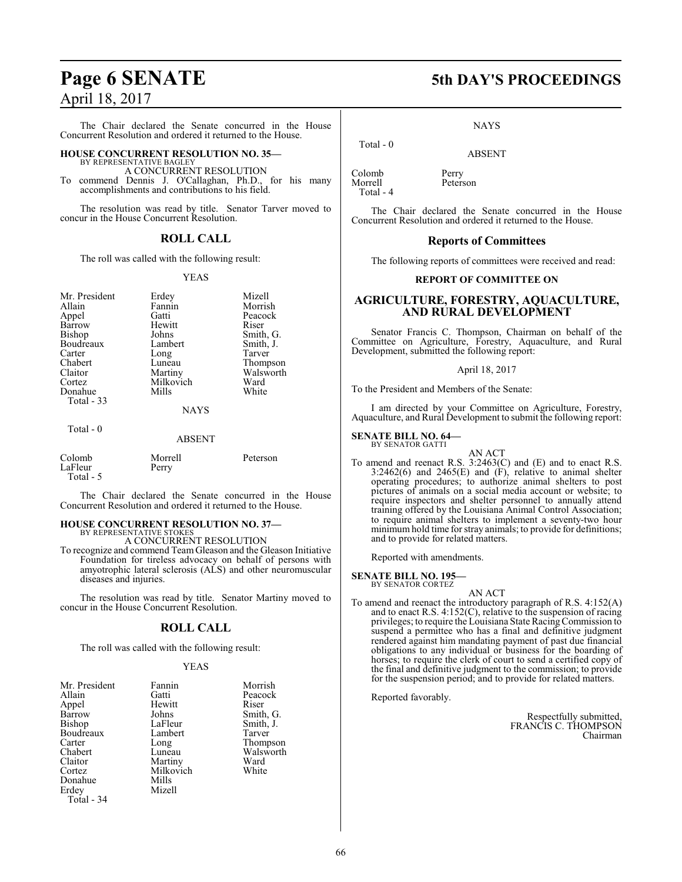The Chair declared the Senate concurred in the House Concurrent Resolution and ordered it returned to the House.

**HOUSE CONCURRENT RESOLUTION NO. 35—**
BY REPRESENTATIVE BAGLEY
A CONCURRENT RESOLUTION
To commend Dennis J. O'Callaghan, Ph.D., for his many accomplishments and contributions to his field.

The resolution was read by title. Senator Tarver moved to concur in the House Concurrent Resolution.

## ROLL CALL

The roll was called with the following result:

YEAS

| | | |
|---|---|---|
| Mr. President | Erdey | Mizell |
| Allain | Fannin | Morrish |
| Appel | Gatti | Peacock |
| Barrow | Hewitt | Riser |
| Bishop | Johns | Smith, G. |
| Boudreaux | Lambert | Smith, J. |
| Carter | Long | Tarver |
| Chabert | Luneau | Thompson |
| Claitor | Martiny | Walsworth |
| Cortez | Milkovich | Ward |
| Donahue | Mills | White |

Total - 33

NAYS

Total - 0

ABSENT

| | | |
|---|---|---|
| Colomb | Morrell | Peterson |
| LaFleur | Perry | |

Total - 5

The Chair declared the Senate concurred in the House Concurrent Resolution and ordered it returned to the House.

**HOUSE CONCURRENT RESOLUTION NO. 37—**
BY REPRESENTATIVE STOKES
A CONCURRENT RESOLUTION
To recognize and commend Team Gleason and the Gleason Initiative Foundation for tireless advocacy on behalf of persons with amyotrophic lateral sclerosis (ALS) and other neuromuscular diseases and injuries.

The resolution was read by title. Senator Martiny moved to concur in the House Concurrent Resolution.

## ROLL CALL

The roll was called with the following result:

YEAS

| | | |
|---|---|---|
| Mr. President | Fannin | Morrish |
| Allain | Gatti | Peacock |
| Appel | Hewitt | Riser |
| Barrow | Johns | Smith, G. |
| Bishop | LaFleur | Smith, J. |
| Boudreaux | Lambert | Tarver |
| Carter | Long | Thompson |
| Chabert | Luneau | Walsworth |
| Claitor | Martiny | Ward |
| Cortez | Milkovich | White |
| Donahue | Mills | |
| Erdey | Mizell | |

Total - 34

NAYS

Total - 0

ABSENT

| | |
|---|---|
| Colomb | Perry |
| Morrell | Peterson |

Total - 4

The Chair declared the Senate concurred in the House Concurrent Resolution and ordered it returned to the House.

## Reports of Committees

The following reports of committees were received and read:

### REPORT OF COMMITTEE ON

## AGRICULTURE, FORESTRY, AQUACULTURE, AND RURAL DEVELOPMENT

Senator Francis C. Thompson, Chairman on behalf of the Committee on Agriculture, Forestry, Aquaculture, and Rural Development, submitted the following report:

April 18, 2017

To the President and Members of the Senate:

I am directed by your Committee on Agriculture, Forestry, Aquaculture, and Rural Development to submit the following report:

**SENATE BILL NO. 64—**
BY SENATOR GATTI
AN ACT
To amend and reenact R.S. 3:2463(C) and (E) and to enact R.S. 3:2462(6) and 2465(E) and (F), relative to animal shelter operating procedures; to authorize animal shelters to post pictures of animals on a social media account or website; to require inspectors and shelter personnel to annually attend training offered by the Louisiana Animal Control Association; to require animal shelters to implement a seventy-two hour minimum hold time for stray animals; to provide for definitions; and to provide for related matters.

Reported with amendments.

**SENATE BILL NO. 195—**
BY SENATOR CORTEZ
AN ACT
To amend and reenact the introductory paragraph of R.S. 4:152(A) and to enact R.S. 4:152(C), relative to the suspension of racing privileges; to require the Louisiana State Racing Commission to suspend a permittee who has a final and definitive judgment rendered against him mandating payment of past due financial obligations to any individual or business for the boarding of horses; to require the clerk of court to send a certified copy of the final and definitive judgment to the commission; to provide for the suspension period; and to provide for related matters.

Reported favorably.

Respectfully submitted,
FRANCIS C. THOMPSON
Chairman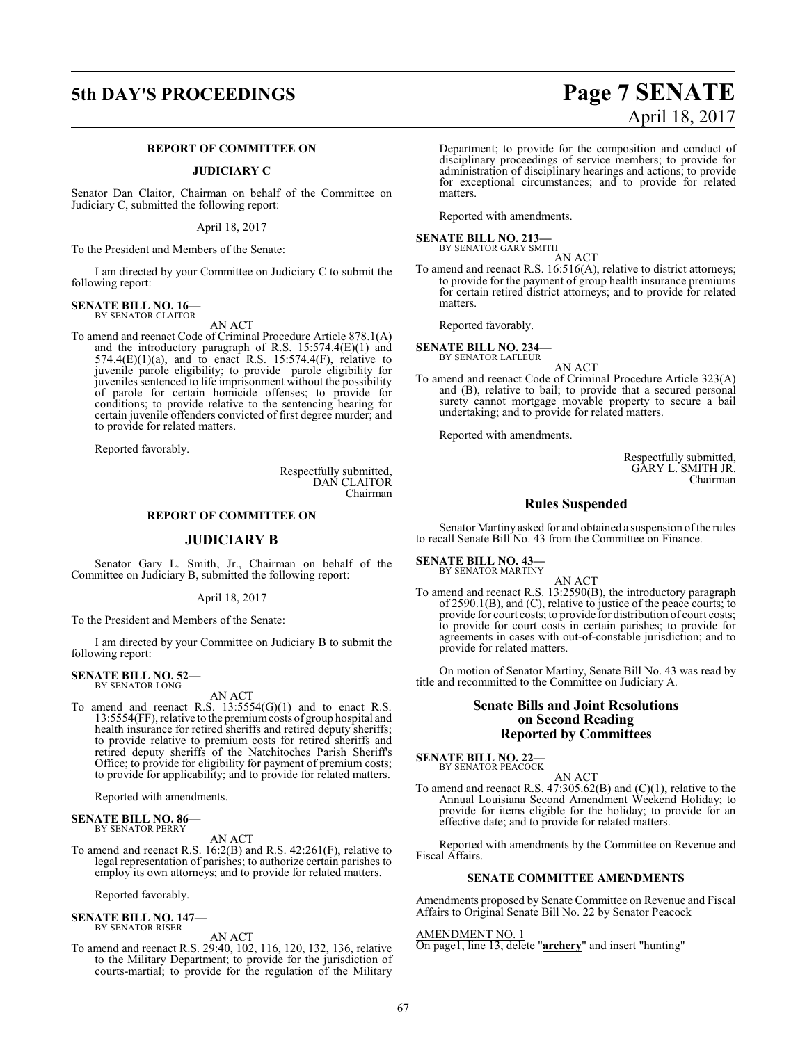## REPORT OF COMMITTEE ON

## JUDICIARY C

Senator Dan Claitor, Chairman on behalf of the Committee on Judiciary C, submitted the following report:

April 18, 2017

To the President and Members of the Senate:

I am directed by your Committee on Judiciary C to submit the following report:

**SENATE BILL NO. 16—**
BY SENATOR CLAITOR

AN ACT

To amend and reenact Code of Criminal Procedure Article 878.1(A) and the introductory paragraph of R.S. 15:574.4(E)(1) and 574.4(E)(1)(a), and to enact R.S. 15:574.4(F), relative to juvenile parole eligibility; to provide parole eligibility for juveniles sentenced to life imprisonment without the possibility of parole for certain homicide offenses; to provide for conditions; to provide relative to the sentencing hearing for certain juvenile offenders convicted of first degree murder; and to provide for related matters.

Reported favorably.

Respectfully submitted,
DAN CLAITOR
Chairman

## REPORT OF COMMITTEE ON

## JUDICIARY B

Senator Gary L. Smith, Jr., Chairman on behalf of the Committee on Judiciary B, submitted the following report:

April 18, 2017

To the President and Members of the Senate:

I am directed by your Committee on Judiciary B to submit the following report:

**SENATE BILL NO. 52—**
BY SENATOR LONG

AN ACT

To amend and reenact R.S. 13:5554(G)(1) and to enact R.S. 13:5554(FF), relative to the premium costs of group hospital and health insurance for retired sheriffs and retired deputy sheriffs; to provide relative to premium costs for retired sheriffs and retired deputy sheriffs of the Natchitoches Parish Sheriff's Office; to provide for eligibility for payment of premium costs; to provide for applicability; and to provide for related matters.

Reported with amendments.

**SENATE BILL NO. 86—**
BY SENATOR PERRY

AN ACT

To amend and reenact R.S. 16:2(B) and R.S. 42:261(F), relative to legal representation of parishes; to authorize certain parishes to employ its own attorneys; and to provide for related matters.

Reported favorably.

**SENATE BILL NO. 147—**
BY SENATOR RISER

AN ACT

To amend and reenact R.S. 29:40, 102, 116, 120, 132, 136, relative to the Military Department; to provide for the jurisdiction of courts-martial; to provide for the regulation of the Military Department; to provide for the composition and conduct of disciplinary proceedings of service members; to provide for administration of disciplinary hearings and actions; to provide for exceptional circumstances; and to provide for related matters.

Reported with amendments.

**SENATE BILL NO. 213—**
BY SENATOR GARY SMITH

AN ACT

To amend and reenact R.S. 16:516(A), relative to district attorneys; to provide for the payment of group health insurance premiums for certain retired district attorneys; and to provide for related matters.

Reported favorably.

**SENATE BILL NO. 234—**
BY SENATOR LAFLEUR

AN ACT

To amend and reenact Code of Criminal Procedure Article 323(A) and (B), relative to bail; to provide that a secured personal surety cannot mortgage movable property to secure a bail undertaking; and to provide for related matters.

Reported with amendments.

Respectfully submitted,
GARY L. SMITH JR.
Chairman

## Rules Suspended

Senator Martiny asked for and obtained a suspension of the rules to recall Senate Bill No. 43 from the Committee on Finance.

**SENATE BILL NO. 43—**
BY SENATOR MARTINY

AN ACT

To amend and reenact R.S. 13:2590(B), the introductory paragraph of 2590.1(B), and (C), relative to justice of the peace courts; to provide for court costs; to provide for distribution of court costs; to provide for court costs in certain parishes; to provide for agreements in cases with out-of-constable jurisdiction; and to provide for related matters.

On motion of Senator Martiny, Senate Bill No. 43 was read by title and recommitted to the Committee on Judiciary A.

## Senate Bills and Joint Resolutions on Second Reading Reported by Committees

**SENATE BILL NO. 22—**
BY SENATOR PEACOCK

AN ACT

To amend and reenact R.S. 47:305.62(B) and (C)(1), relative to the Annual Louisiana Second Amendment Weekend Holiday; to provide for items eligible for the holiday; to provide for an effective date; and to provide for related matters.

Reported with amendments by the Committee on Revenue and Fiscal Affairs.

### SENATE COMMITTEE AMENDMENTS

Amendments proposed by Senate Committee on Revenue and Fiscal Affairs to Original Senate Bill No. 22 by Senator Peacock

AMENDMENT NO. 1
On page1, line 13, delete "**archery**" and insert "hunting"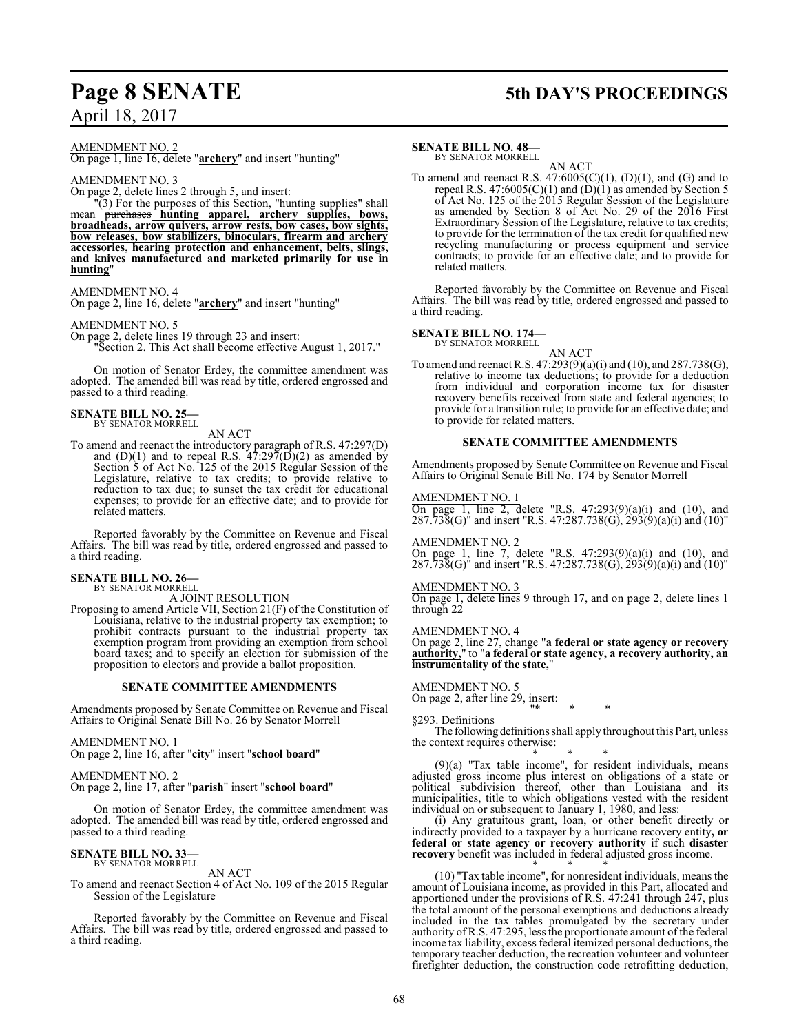AMENDMENT NO. 2
On page 1, line 16, delete "**archery**" and insert "hunting"

AMENDMENT NO. 3
On page 2, delete lines 2 through 5, and insert:

"(3) For the purposes of this Section, "hunting supplies" shall mean ~~purchases~~ **hunting apparel, archery supplies, bows, broadheads, arrow quivers, arrow rests, bow cases, bow sights, bow releases, bow stabilizers, binoculars, firearm and archery accessories, hearing protection and enhancement, belts, slings, and knives manufactured and marketed primarily for use in hunting**"

AMENDMENT NO. 4
On page 2, line 16, delete "**archery**" and insert "hunting"

AMENDMENT NO. 5
On page 2, delete lines 19 through 23 and insert:

"Section 2. This Act shall become effective August 1, 2017."

On motion of Senator Erdey, the committee amendment was adopted. The amended bill was read by title, ordered engrossed and passed to a third reading.

**SENATE BILL NO. 25—**
BY SENATOR MORRELL

AN ACT

To amend and reenact the introductory paragraph of R.S. 47:297(D) and (D)(1) and to repeal R.S. 47:297(D)(2) as amended by Section 5 of Act No. 125 of the 2015 Regular Session of the Legislature, relative to tax credits; to provide relative to reduction to tax due; to sunset the tax credit for educational expenses; to provide for an effective date; and to provide for related matters.

Reported favorably by the Committee on Revenue and Fiscal Affairs. The bill was read by title, ordered engrossed and passed to a third reading.

**SENATE BILL NO. 26—**
BY SENATOR MORRELL

A JOINT RESOLUTION

Proposing to amend Article VII, Section 21(F) of the Constitution of Louisiana, relative to the industrial property tax exemption; to prohibit contracts pursuant to the industrial property tax exemption program from providing an exemption from school board taxes; and to specify an election for submission of the proposition to electors and provide a ballot proposition.

**SENATE COMMITTEE AMENDMENTS**

Amendments proposed by Senate Committee on Revenue and Fiscal Affairs to Original Senate Bill No. 26 by Senator Morrell

AMENDMENT NO. 1
On page 2, line 16, after "**city**" insert "**school board**"

AMENDMENT NO. 2
On page 2, line 17, after "**parish**" insert "**school board**"

On motion of Senator Erdey, the committee amendment was adopted. The amended bill was read by title, ordered engrossed and passed to a third reading.

**SENATE BILL NO. 33—**
BY SENATOR MORRELL

AN ACT

To amend and reenact Section 4 of Act No. 109 of the 2015 Regular Session of the Legislature

Reported favorably by the Committee on Revenue and Fiscal Affairs. The bill was read by title, ordered engrossed and passed to a third reading.

**SENATE BILL NO. 48—**
BY SENATOR MORRELL

AN ACT

To amend and reenact R.S. 47:6005(C)(1), (D)(1), and (G) and to repeal R.S. 47:6005(C)(1) and (D)(1) as amended by Section 5 of Act No. 125 of the 2015 Regular Session of the Legislature as amended by Section 8 of Act No. 29 of the 2016 First Extraordinary Session of the Legislature, relative to tax credits; to provide for the termination of the tax credit for qualified new recycling manufacturing or process equipment and service contracts; to provide for an effective date; and to provide for related matters.

Reported favorably by the Committee on Revenue and Fiscal Affairs. The bill was read by title, ordered engrossed and passed to a third reading.

**SENATE BILL NO. 174—**
BY SENATOR MORRELL

AN ACT

To amend and reenact R.S. 47:293(9)(a)(i) and (10), and 287.738(G), relative to income tax deductions; to provide for a deduction from individual and corporation income tax for disaster recovery benefits received from state and federal agencies; to provide for a transition rule; to provide for an effective date; and to provide for related matters.

**SENATE COMMITTEE AMENDMENTS**

Amendments proposed by Senate Committee on Revenue and Fiscal Affairs to Original Senate Bill No. 174 by Senator Morrell

AMENDMENT NO. 1
On page 1, line 2, delete "R.S. 47:293(9)(a)(i) and (10), and 287.738(G)" and insert "R.S. 47:287.738(G), 293(9)(a)(i) and (10)"

AMENDMENT NO. 2
On page 1, line 7, delete "R.S. 47:293(9)(a)(i) and (10), and 287.738(G)" and insert "R.S. 47:287.738(G), 293(9)(a)(i) and (10)"

AMENDMENT NO. 3
On page 1, delete lines 9 through 17, and on page 2, delete lines 1 through 22

AMENDMENT NO. 4
On page 2, line 27, change "**a federal or state agency or recovery authority,**" to "**a federal or state agency, a recovery authority, an instrumentality of the state,**"

AMENDMENT NO. 5
On page 2, after line 29, insert:

"* * *

§293. Definitions

The following definitions shall apply throughout this Part, unless the context requires otherwise:

* * *

(9)(a) "Tax table income", for resident individuals, means adjusted gross income plus interest on obligations of a state or political subdivision thereof, other than Louisiana and its municipalities, title to which obligations vested with the resident individual on or subsequent to January 1, 1980, and less:

(i) Any gratuitous grant, loan, or other benefit directly or indirectly provided to a taxpayer by a hurricane recovery entity**, or federal or state agency or recovery authority** if such **disaster recovery** benefit was included in federal adjusted gross income.

* * *

(10) "Tax table income", for nonresident individuals, means the amount of Louisiana income, as provided in this Part, allocated and apportioned under the provisions of R.S. 47:241 through 247, plus the total amount of the personal exemptions and deductions already included in the tax tables promulgated by the secretary under authority of R.S. 47:295, less the proportionate amount of the federal income tax liability, excess federal itemized personal deductions, the temporary teacher deduction, the recreation volunteer and volunteer firefighter deduction, the construction code retrofitting deduction,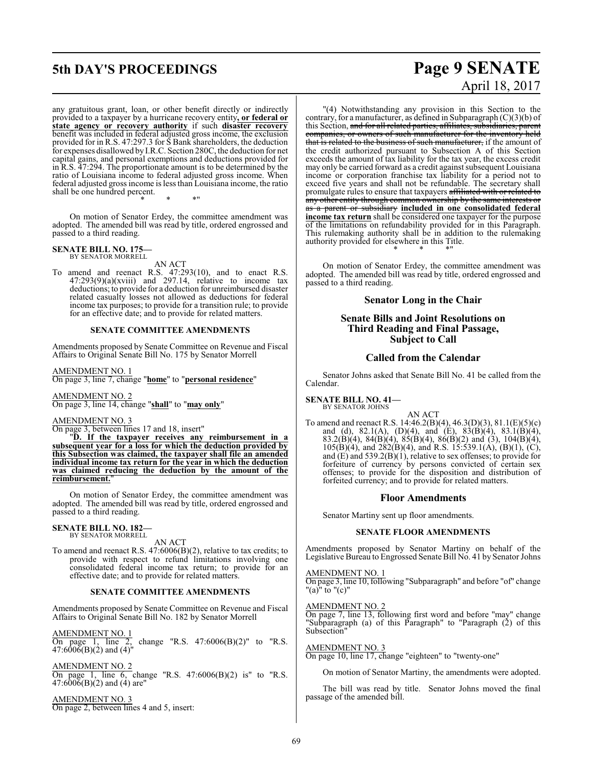any gratuitous grant, loan, or other benefit directly or indirectly provided to a taxpayer by a hurricane recovery entity**, or federal or state agency or recovery authority** if such **disaster recovery** benefit was included in federal adjusted gross income, the exclusion provided for in R.S. 47:297.3 for S Bank shareholders, the deduction for expenses disallowed by I.R.C. Section 280C, the deduction for net capital gains, and personal exemptions and deductions provided for in R.S. 47:294. The proportionate amount is to be determined by the ratio of Louisiana income to federal adjusted gross income. When federal adjusted gross income is less than Louisiana income, the ratio shall be one hundred percent.

\* \* \*"

On motion of Senator Erdey, the committee amendment was adopted. The amended bill was read by title, ordered engrossed and passed to a third reading.

**SENATE BILL NO. 175—**
BY SENATOR MORRELL

AN ACT

To amend and reenact R.S. 47:293(10), and to enact R.S. 47:293(9)(a)(xviii) and 297.14, relative to income tax deductions; to provide for a deduction for unreimbursed disaster related casualty losses not allowed as deductions for federal income tax purposes; to provide for a transition rule; to provide for an effective date; and to provide for related matters.

### SENATE COMMITTEE AMENDMENTS

Amendments proposed by Senate Committee on Revenue and Fiscal Affairs to Original Senate Bill No. 175 by Senator Morrell

AMENDMENT NO. 1
On page 3, line 7, change "**home**" to "**personal residence**"

AMENDMENT NO. 2
On page 3, line 14, change "**shall**" to "**may only**"

AMENDMENT NO. 3
On page 3, between lines 17 and 18, insert"

"**D. If the taxpayer receives any reimbursement in a subsequent year for a loss for which the deduction provided by this Subsection was claimed, the taxpayer shall file an amended individual income tax return for the year in which the deduction was claimed reducing the deduction by the amount of the reimbursement.**"

On motion of Senator Erdey, the committee amendment was adopted. The amended bill was read by title, ordered engrossed and passed to a third reading.

**SENATE BILL NO. 182—**
BY SENATOR MORRELL

AN ACT

To amend and reenact R.S. 47:6006(B)(2), relative to tax credits; to provide with respect to refund limitations involving one consolidated federal income tax return; to provide for an effective date; and to provide for related matters.

### SENATE COMMITTEE AMENDMENTS

Amendments proposed by Senate Committee on Revenue and Fiscal Affairs to Original Senate Bill No. 182 by Senator Morrell

AMENDMENT NO. 1
On page 1, line 2, change "R.S. 47:6006(B)(2)" to "R.S. 47:6006(B)(2) and (4)"

AMENDMENT NO. 2
On page 1, line 6, change "R.S. 47:6006(B)(2) is" to "R.S. 47:6006(B)(2) and (4) are"

AMENDMENT NO. 3
On page 2, between lines 4 and 5, insert:

"(4) Notwithstanding any provision in this Section to the contrary, for a manufacturer, as defined in Subparagraph (C)(3)(b) of this Section, ~~and for all related parties, affiliates, subsidiaries, parent companies, or owners of such manufacturer for the inventory held that is related to the business of such manufacturer,~~ if the amount of the credit authorized pursuant to Subsection A of this Section exceeds the amount of tax liability for the tax year, the excess credit may only be carried forward as a credit against subsequent Louisiana income or corporation franchise tax liability for a period not to exceed five years and shall not be refundable. The secretary shall promulgate rules to ensure that taxpayers ~~affiliated with or related to any other entity through common ownership by the same interests or as a parent or subsidiary~~ **included in one consolidated federal income tax return** shall be considered one taxpayer for the purpose of the limitations on refundability provided for in this Paragraph. This rulemaking authority shall be in addition to the rulemaking authority provided for elsewhere in this Title.

\* \* \*"

On motion of Senator Erdey, the committee amendment was adopted. The amended bill was read by title, ordered engrossed and passed to a third reading.

## Senator Long in the Chair

## Senate Bills and Joint Resolutions on Third Reading and Final Passage, Subject to Call

## Called from the Calendar

Senator Johns asked that Senate Bill No. 41 be called from the Calendar.

**SENATE BILL NO. 41—**
BY SENATOR JOHNS

AN ACT

To amend and reenact R.S. 14:46.2(B)(4), 46.3(D)(3), 81.1(E)(5)(c) and (d), 82.1(A), (D)(4), and (E), 83(B)(4), 83.1(B)(4), 83.2(B)(4), 84(B)(4), 85(B)(4), 86(B)(2) and (3), 104(B)(4), 105(B)(4), and 282(B)(4), and R.S. 15:539.1(A), (B)(1), (C), and (E) and 539.2(B)(1), relative to sex offenses; to provide for forfeiture of currency by persons convicted of certain sex offenses; to provide for the disposition and distribution of forfeited currency; and to provide for related matters.

## Floor Amendments

Senator Martiny sent up floor amendments.

### SENATE FLOOR AMENDMENTS

Amendments proposed by Senator Martiny on behalf of the Legislative Bureau to Engrossed Senate Bill No. 41 by Senator Johns

AMENDMENT NO. 1
On page 3, line 10, following "Subparagraph" and before "of" change "(a)" to "(c)"

AMENDMENT NO. 2
On page 7, line 13, following first word and before "may" change "Subparagraph (a) of this Paragraph" to "Paragraph (2) of this Subsection"

AMENDMENT NO. 3
On page 10, line 17, change "eighteen" to "twenty-one"

On motion of Senator Martiny, the amendments were adopted.

The bill was read by title. Senator Johns moved the final passage of the amended bill.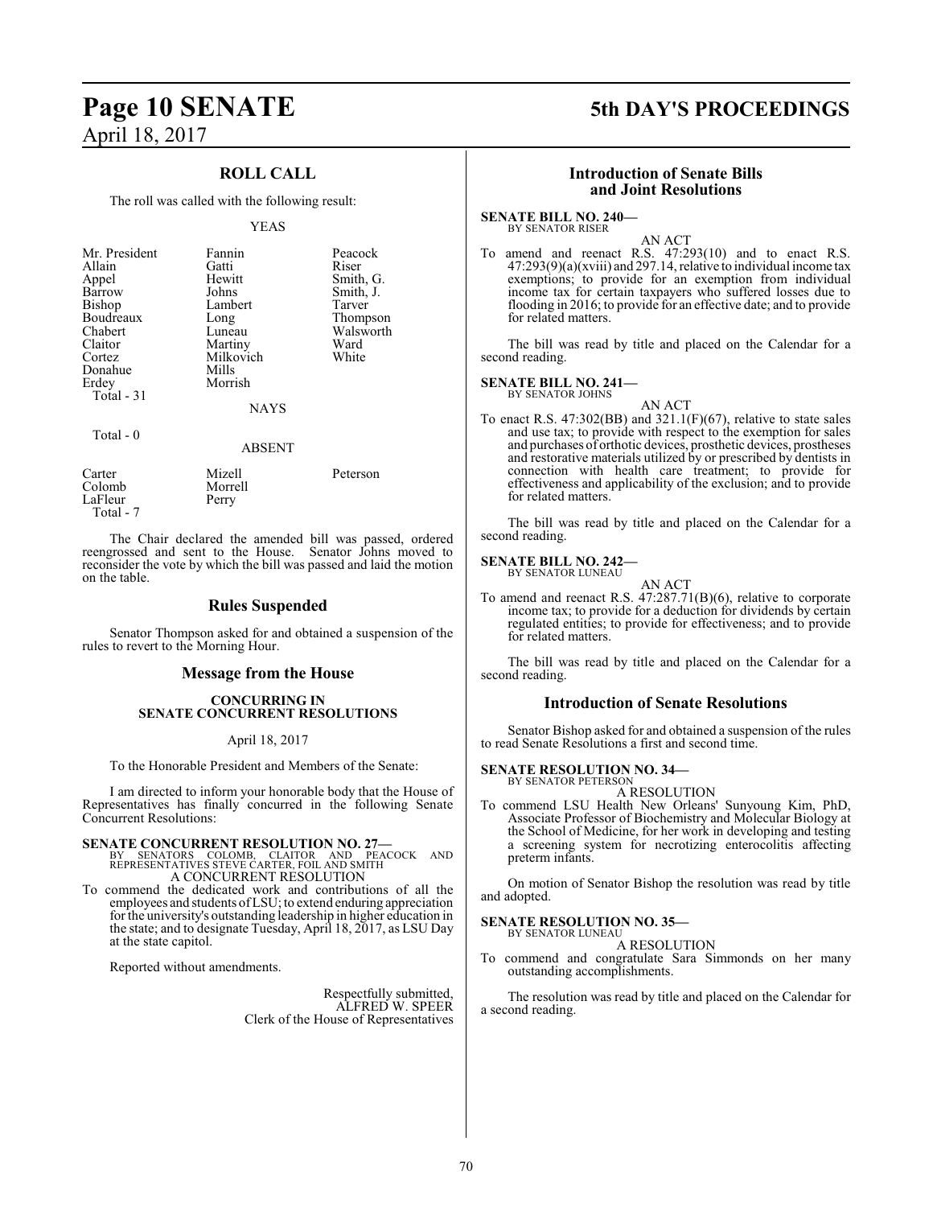## ROLL CALL

The roll was called with the following result:

YEAS

| | | |
|---|---|---|
| Mr. President | Fannin | Peacock |
| Allain | Gatti | Riser |
| Appel | Hewitt | Smith, G. |
| Barrow | Johns | Smith, J. |
| Bishop | Lambert | Tarver |
| Boudreaux | Long | Thompson |
| Chabert | Luneau | Walsworth |
| Claitor | Martiny | Ward |
| Cortez | Milkovich | White |
| Donahue | Mills | |
| Erdey | Morrish | |

Total - 31

NAYS

Total - 0

ABSENT

| | | |
|---|---|---|
| Carter | Mizell | Peterson |
| Colomb | Morrell | |
| LaFleur | Perry | |

Total - 7

The Chair declared the amended bill was passed, ordered reengrossed and sent to the House. Senator Johns moved to reconsider the vote by which the bill was passed and laid the motion on the table.

## Rules Suspended

Senator Thompson asked for and obtained a suspension of the rules to revert to the Morning Hour.

## Message from the House

### CONCURRING IN SENATE CONCURRENT RESOLUTIONS

April 18, 2017

To the Honorable President and Members of the Senate:

I am directed to inform your honorable body that the House of Representatives has finally concurred in the following Senate Concurrent Resolutions:

**SENATE CONCURRENT RESOLUTION NO. 27—**
BY SENATORS COLOMB, CLAITOR AND PEACOCK AND REPRESENTATIVES STEVE CARTER, FOIL AND SMITH
A CONCURRENT RESOLUTION
To commend the dedicated work and contributions of all the employees and students of LSU; to extend enduring appreciation for the university's outstanding leadership in higher education in the state; and to designate Tuesday, April 18, 2017, as LSU Day at the state capitol.

Reported without amendments.

Respectfully submitted,
ALFRED W. SPEER
Clerk of the House of Representatives

## Introduction of Senate Bills and Joint Resolutions

**SENATE BILL NO. 240—**
BY SENATOR RISER
AN ACT
To amend and reenact R.S. 47:293(10) and to enact R.S. 47:293(9)(a)(xviii) and 297.14, relative to individual income tax exemptions; to provide for an exemption from individual income tax for certain taxpayers who suffered losses due to flooding in 2016; to provide for an effective date; and to provide for related matters.

The bill was read by title and placed on the Calendar for a second reading.

**SENATE BILL NO. 241—**
BY SENATOR JOHNS
AN ACT
To enact R.S. 47:302(BB) and 321.1(F)(67), relative to state sales and use tax; to provide with respect to the exemption for sales and purchases of orthotic devices, prosthetic devices, prostheses and restorative materials utilized by or prescribed by dentists in connection with health care treatment; to provide for effectiveness and applicability of the exclusion; and to provide for related matters.

The bill was read by title and placed on the Calendar for a second reading.

**SENATE BILL NO. 242—**
BY SENATOR LUNEAU
AN ACT
To amend and reenact R.S. 47:287.71(B)(6), relative to corporate income tax; to provide for a deduction for dividends by certain regulated entities; to provide for effectiveness; and to provide for related matters.

The bill was read by title and placed on the Calendar for a second reading.

## Introduction of Senate Resolutions

Senator Bishop asked for and obtained a suspension of the rules to read Senate Resolutions a first and second time.

**SENATE RESOLUTION NO. 34—**
BY SENATOR PETERSON
A RESOLUTION
To commend LSU Health New Orleans' Sunyoung Kim, PhD, Associate Professor of Biochemistry and Molecular Biology at the School of Medicine, for her work in developing and testing a screening system for necrotizing enterocolitis affecting preterm infants.

On motion of Senator Bishop the resolution was read by title and adopted.

**SENATE RESOLUTION NO. 35—**
BY SENATOR LUNEAU
A RESOLUTION
To commend and congratulate Sara Simmonds on her many outstanding accomplishments.

The resolution was read by title and placed on the Calendar for a second reading.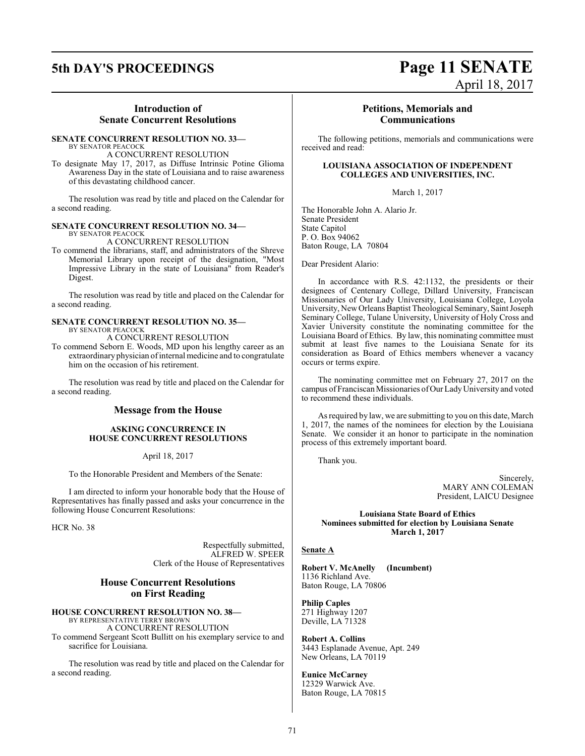## Introduction of Senate Concurrent Resolutions

**SENATE CONCURRENT RESOLUTION NO. 33—**
BY SENATOR PEACOCK
A CONCURRENT RESOLUTION

To designate May 17, 2017, as Diffuse Intrinsic Potine Glioma Awareness Day in the state of Louisiana and to raise awareness of this devastating childhood cancer.

The resolution was read by title and placed on the Calendar for a second reading.

**SENATE CONCURRENT RESOLUTION NO. 34—**
BY SENATOR PEACOCK
A CONCURRENT RESOLUTION

To commend the librarians, staff, and administrators of the Shreve Memorial Library upon receipt of the designation, "Most Impressive Library in the state of Louisiana" from Reader's Digest.

The resolution was read by title and placed on the Calendar for a second reading.

**SENATE CONCURRENT RESOLUTION NO. 35—**
BY SENATOR PEACOCK
A CONCURRENT RESOLUTION

To commend Seborn E. Woods, MD upon his lengthy career as an extraordinary physician of internal medicine and to congratulate him on the occasion of his retirement.

The resolution was read by title and placed on the Calendar for a second reading.

## Message from the House

**ASKING CONCURRENCE IN HOUSE CONCURRENT RESOLUTIONS**

April 18, 2017

To the Honorable President and Members of the Senate:

I am directed to inform your honorable body that the House of Representatives has finally passed and asks your concurrence in the following House Concurrent Resolutions:

HCR No. 38

Respectfully submitted,
ALFRED W. SPEER
Clerk of the House of Representatives

## House Concurrent Resolutions on First Reading

**HOUSE CONCURRENT RESOLUTION NO. 38—**
BY REPRESENTATIVE TERRY BROWN
A CONCURRENT RESOLUTION

To commend Sergeant Scott Bullitt on his exemplary service to and sacrifice for Louisiana.

The resolution was read by title and placed on the Calendar for a second reading.

## Petitions, Memorials and Communications

The following petitions, memorials and communications were received and read:

**LOUISIANA ASSOCIATION OF INDEPENDENT COLLEGES AND UNIVERSITIES, INC.**

March 1, 2017

The Honorable John A. Alario Jr.
Senate President
State Capitol
P. O. Box 94062
Baton Rouge, LA 70804

Dear President Alario:

In accordance with R.S. 42:1132, the presidents or their designees of Centenary College, Dillard University, Franciscan Missionaries of Our Lady University, Louisiana College, Loyola University, New Orleans Baptist Theological Seminary, Saint Joseph Seminary College, Tulane University, University of Holy Cross and Xavier University constitute the nominating committee for the Louisiana Board of Ethics. By law, this nominating committee must submit at least five names to the Louisiana Senate for its consideration as Board of Ethics members whenever a vacancy occurs or terms expire.

The nominating committee met on February 27, 2017 on the campus of Franciscan Missionaries of Our Lady University and voted to recommend these individuals.

As required by law, we are submitting to you on this date, March 1, 2017, the names of the nominees for election by the Louisiana Senate. We consider it an honor to participate in the nomination process of this extremely important board.

Thank you.

Sincerely,
MARY ANN COLEMAN
President, LAICU Designee

**Louisiana State Board of Ethics**
**Nominees submitted for election by Louisiana Senate**
**March 1, 2017**

**Senate A**

**Robert V. McAnelly (Incumbent)**
1136 Richland Ave.
Baton Rouge, LA 70806

**Philip Caples**
271 Highway 1207
Deville, LA 71328

**Robert A. Collins**
3443 Esplanade Avenue, Apt. 249
New Orleans, LA 70119

**Eunice McCarney**
12329 Warwick Ave.
Baton Rouge, LA 70815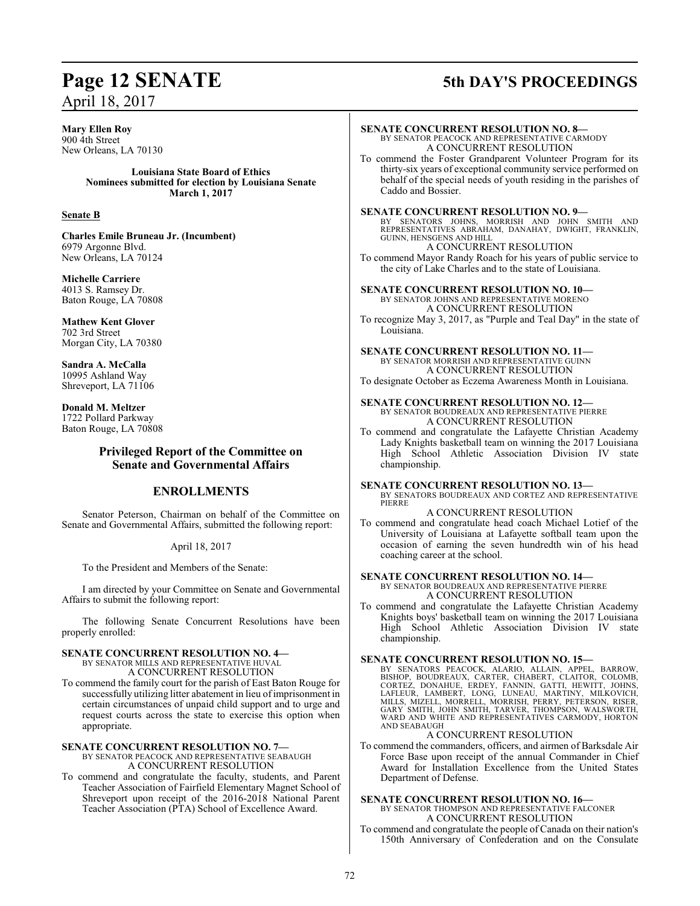**Mary Ellen Roy**
900 4th Street
New Orleans, LA 70130

**Louisiana State Board of Ethics**
**Nominees submitted for election by Louisiana Senate**
**March 1, 2017**

**Senate B**

**Charles Emile Bruneau Jr. (Incumbent)**
6979 Argonne Blvd.
New Orleans, LA 70124

**Michelle Carriere**
4013 S. Ramsey Dr.
Baton Rouge, LA 70808

**Mathew Kent Glover**
702 3rd Street
Morgan City, LA 70380

**Sandra A. McCalla**
10995 Ashland Way
Shreveport, LA 71106

**Donald M. Meltzer**
1722 Pollard Parkway
Baton Rouge, LA 70808

## Privileged Report of the Committee on Senate and Governmental Affairs

## ENROLLMENTS

Senator Peterson, Chairman on behalf of the Committee on Senate and Governmental Affairs, submitted the following report:

April 18, 2017

To the President and Members of the Senate:

I am directed by your Committee on Senate and Governmental Affairs to submit the following report:

The following Senate Concurrent Resolutions have been properly enrolled:

**SENATE CONCURRENT RESOLUTION NO. 4—**
BY SENATOR MILLS AND REPRESENTATIVE HUVAL
A CONCURRENT RESOLUTION
To commend the family court for the parish of East Baton Rouge for successfully utilizing litter abatement in lieu of imprisonment in certain circumstances of unpaid child support and to urge and request courts across the state to exercise this option when appropriate.

**SENATE CONCURRENT RESOLUTION NO. 7—**
BY SENATOR PEACOCK AND REPRESENTATIVE SEABAUGH
A CONCURRENT RESOLUTION
To commend and congratulate the faculty, students, and Parent Teacher Association of Fairfield Elementary Magnet School of Shreveport upon receipt of the 2016-2018 National Parent Teacher Association (PTA) School of Excellence Award.

**SENATE CONCURRENT RESOLUTION NO. 8—**
BY SENATOR PEACOCK AND REPRESENTATIVE CARMODY
A CONCURRENT RESOLUTION
To commend the Foster Grandparent Volunteer Program for its thirty-six years of exceptional community service performed on behalf of the special needs of youth residing in the parishes of Caddo and Bossier.

**SENATE CONCURRENT RESOLUTION NO. 9—**
BY SENATORS JOHNS, MORRISH AND JOHN SMITH AND REPRESENTATIVES ABRAHAM, DANAHAY, DWIGHT, FRANKLIN, GUINN, HENSGENS AND HILL
A CONCURRENT RESOLUTION
To commend Mayor Randy Roach for his years of public service to the city of Lake Charles and to the state of Louisiana.

**SENATE CONCURRENT RESOLUTION NO. 10—**
BY SENATOR JOHNS AND REPRESENTATIVE MORENO
A CONCURRENT RESOLUTION
To recognize May 3, 2017, as "Purple and Teal Day" in the state of Louisiana.

**SENATE CONCURRENT RESOLUTION NO. 11—**
BY SENATOR MORRISH AND REPRESENTATIVE GUINN
A CONCURRENT RESOLUTION
To designate October as Eczema Awareness Month in Louisiana.

**SENATE CONCURRENT RESOLUTION NO. 12—**
BY SENATOR BOUDREAUX AND REPRESENTATIVE PIERRE
A CONCURRENT RESOLUTION
To commend and congratulate the Lafayette Christian Academy Lady Knights basketball team on winning the 2017 Louisiana High School Athletic Association Division IV state championship.

**SENATE CONCURRENT RESOLUTION NO. 13—**
BY SENATORS BOUDREAUX AND CORTEZ AND REPRESENTATIVE PIERRE
A CONCURRENT RESOLUTION
To commend and congratulate head coach Michael Lotief of the University of Louisiana at Lafayette softball team upon the occasion of earning the seven hundredth win of his head coaching career at the school.

**SENATE CONCURRENT RESOLUTION NO. 14—**
BY SENATOR BOUDREAUX AND REPRESENTATIVE PIERRE
A CONCURRENT RESOLUTION
To commend and congratulate the Lafayette Christian Academy Knights boys' basketball team on winning the 2017 Louisiana High School Athletic Association Division IV state championship.

**SENATE CONCURRENT RESOLUTION NO. 15—**
BY SENATORS PEACOCK, ALARIO, ALLAIN, APPEL, BARROW, BISHOP, BOUDREAUX, CARTER, CHABERT, CLAITOR, COLOMB, CORTEZ, DONAHUE, ERDEY, FANNIN, GATTI, HEWITT, JOHNS, LAFLEUR, LAMBERT, LONG, LUNEAU, MARTINY, MILKOVICH, MILLS, MIZELL, MORRELL, MORRISH, PERRY, PETERSON, RISER, GARY SMITH, JOHN SMITH, TARVER, THOMPSON, WALSWORTH, WARD AND WHITE AND REPRESENTATIVES CARMODY, HORTON AND SEABAUGH
A CONCURRENT RESOLUTION
To commend the commanders, officers, and airmen of Barksdale Air Force Base upon receipt of the annual Commander in Chief Award for Installation Excellence from the United States Department of Defense.

**SENATE CONCURRENT RESOLUTION NO. 16—**
BY SENATOR THOMPSON AND REPRESENTATIVE FALCONER
A CONCURRENT RESOLUTION
To commend and congratulate the people of Canada on their nation's 150th Anniversary of Confederation and on the Consulate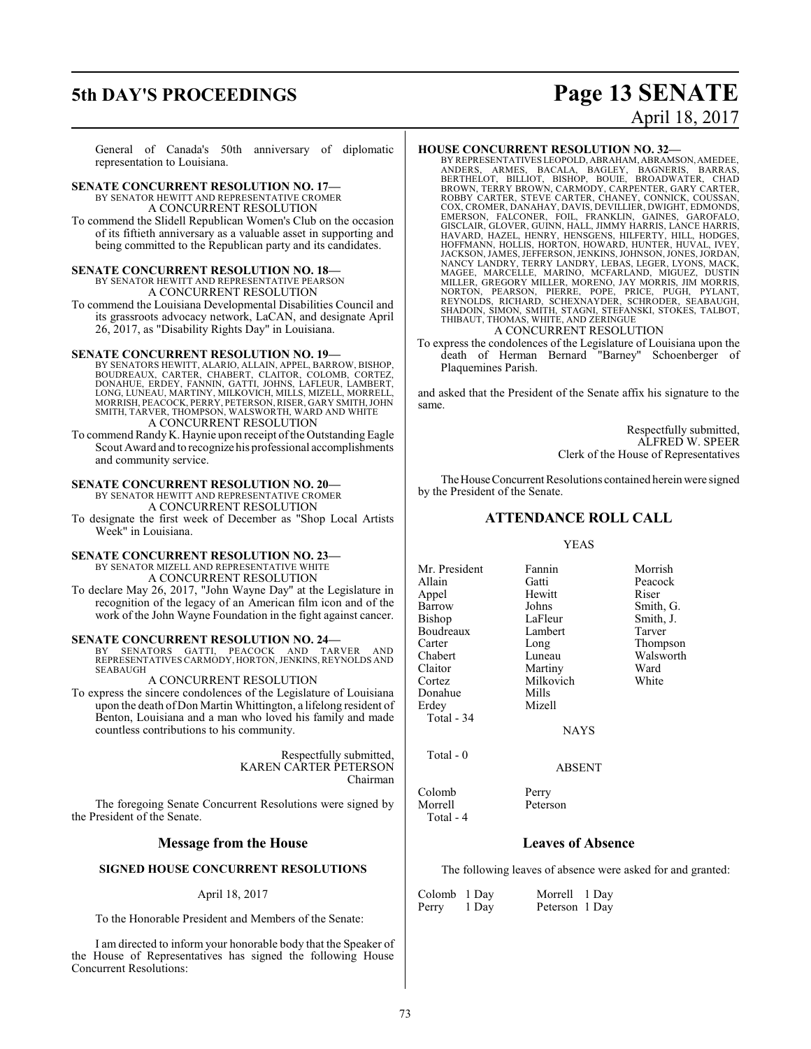General of Canada's 50th anniversary of diplomatic representation to Louisiana.

**SENATE CONCURRENT RESOLUTION NO. 17—**
BY SENATOR HEWITT AND REPRESENTATIVE CROMER
A CONCURRENT RESOLUTION

To commend the Slidell Republican Women's Club on the occasion of its fiftieth anniversary as a valuable asset in supporting and being committed to the Republican party and its candidates.

**SENATE CONCURRENT RESOLUTION NO. 18—**
BY SENATOR HEWITT AND REPRESENTATIVE PEARSON
A CONCURRENT RESOLUTION

To commend the Louisiana Developmental Disabilities Council and its grassroots advocacy network, LaCAN, and designate April 26, 2017, as "Disability Rights Day" in Louisiana.

**SENATE CONCURRENT RESOLUTION NO. 19—**
BY SENATORS HEWITT, ALARIO, ALLAIN, APPEL, BARROW, BISHOP, BOUDREAUX, CARTER, CHABERT, CLAITOR, COLOMB, CORTEZ, DONAHUE, ERDEY, FANNIN, GATTI, JOHNS, LAFLEUR, LAMBERT, LONG, LUNEAU, MARTINY, MILKOVICH, MILLS, MIZELL, MORRELL, MORRISH, PEACOCK, PERRY, PETERSON, RISER, GARY SMITH, JOHN SMITH, TARVER, THOMPSON, WALSWORTH, WARD AND WHITE
A CONCURRENT RESOLUTION

To commend Randy K. Haynie upon receipt of the Outstanding Eagle Scout Award and to recognize his professional accomplishments and community service.

**SENATE CONCURRENT RESOLUTION NO. 20—**
BY SENATOR HEWITT AND REPRESENTATIVE CROMER
A CONCURRENT RESOLUTION

To designate the first week of December as "Shop Local Artists Week" in Louisiana.

**SENATE CONCURRENT RESOLUTION NO. 23—**
BY SENATOR MIZELL AND REPRESENTATIVE WHITE
A CONCURRENT RESOLUTION

To declare May 26, 2017, "John Wayne Day" at the Legislature in recognition of the legacy of an American film icon and of the work of the John Wayne Foundation in the fight against cancer.

**SENATE CONCURRENT RESOLUTION NO. 24—**
BY SENATORS GATTI, PEACOCK AND TARVER AND REPRESENTATIVES CARMODY, HORTON, JENKINS, REYNOLDS AND SEABAUGH
A CONCURRENT RESOLUTION

To express the sincere condolences of the Legislature of Louisiana upon the death of Don Martin Whittington, a lifelong resident of Benton, Louisiana and a man who loved his family and made countless contributions to his community.

Respectfully submitted,
KAREN CARTER PETERSON
Chairman

The foregoing Senate Concurrent Resolutions were signed by the President of the Senate.

## Message from the House

### SIGNED HOUSE CONCURRENT RESOLUTIONS

April 18, 2017

To the Honorable President and Members of the Senate:

I am directed to inform your honorable body that the Speaker of the House of Representatives has signed the following House Concurrent Resolutions:

**HOUSE CONCURRENT RESOLUTION NO. 32—**
BY REPRESENTATIVES LEOPOLD, ABRAHAM, ABRAMSON, AMEDEE, ANDERS, ARMES, BACALA, BAGLEY, BAGNERIS, BARRAS, BERTHELOT, BILLIOT, BISHOP, BOUIE, BROADWATER, CHAD BROWN, TERRY BROWN, CARMODY, CARPENTER, GARY CARTER, ROBBY CARTER, STEVE CARTER, CHANEY, CONNICK, COUSSAN, COX, CROMER, DANAHAY, DAVIS, DEVILLIER, DWIGHT, EDMONDS, EMERSON, FALCONER, FOIL, FRANKLIN, GAINES, GAROFALO, GISCLAIR, GLOVER, GUINN, HALL, JIMMY HARRIS, LANCE HARRIS, HAVARD, HAZEL, HENRY, HENSGENS, HILFERTY, HILL, HODGES, HOFFMANN, HOLLIS, HORTON, HOWARD, HUNTER, HUVAL, IVEY, JACKSON, JAMES, JEFFERSON, JENKINS, JOHNSON, JONES, JORDAN, NANCY LANDRY, TERRY LANDRY, LEBAS, LEGER, LYONS, MACK, MAGEE, MARCELLE, MARINO, MCFARLAND, MIGUEZ, DUSTIN MILLER, GREGORY MILLER, MORENO, JAY MORRIS, JIM MORRIS, NORTON, PEARSON, PIERRE, POPE, PRICE, PUGH, PYLANT, REYNOLDS, RICHARD, SCHEXNAYDER, SCHRODER, SEABAUGH, SHADOIN, SIMON, SMITH, STAGNI, STEFANSKI, STOKES, TALBOT, THIBAUT, THOMAS, WHITE, AND ZERINGUE
A CONCURRENT RESOLUTION

To express the condolences of the Legislature of Louisiana upon the death of Herman Bernard "Barney" Schoenberger of Plaquemines Parish.

and asked that the President of the Senate affix his signature to the same.

Respectfully submitted,
ALFRED W. SPEER
Clerk of the House of Representatives

The House Concurrent Resolutions contained herein were signed by the President of the Senate.

## ATTENDANCE ROLL CALL

YEAS

| | | |
|---|---|---|
| Mr. President | Fannin | Morrish |
| Allain | Gatti | Peacock |
| Appel | Hewitt | Riser |
| Barrow | Johns | Smith, G. |
| Bishop | LaFleur | Smith, J. |
| Boudreaux | Lambert | Tarver |
| Carter | Long | Thompson |
| Chabert | Luneau | Walsworth |
| Claitor | Martiny | Ward |
| Cortez | Milkovich | White |
| Donahue | Mills | |
| Erdey | Mizell | |

Total - 34

NAYS

Total - 0

ABSENT

| | |
|---|---|
| Colomb | Perry |
| Morrell | Peterson |

Total - 4

## Leaves of Absence

The following leaves of absence were asked for and granted:

| | | | |
|---|---|---|---|
| Colomb | 1 Day | Morrell | 1 Day |
| Perry | 1 Day | Peterson | 1 Day |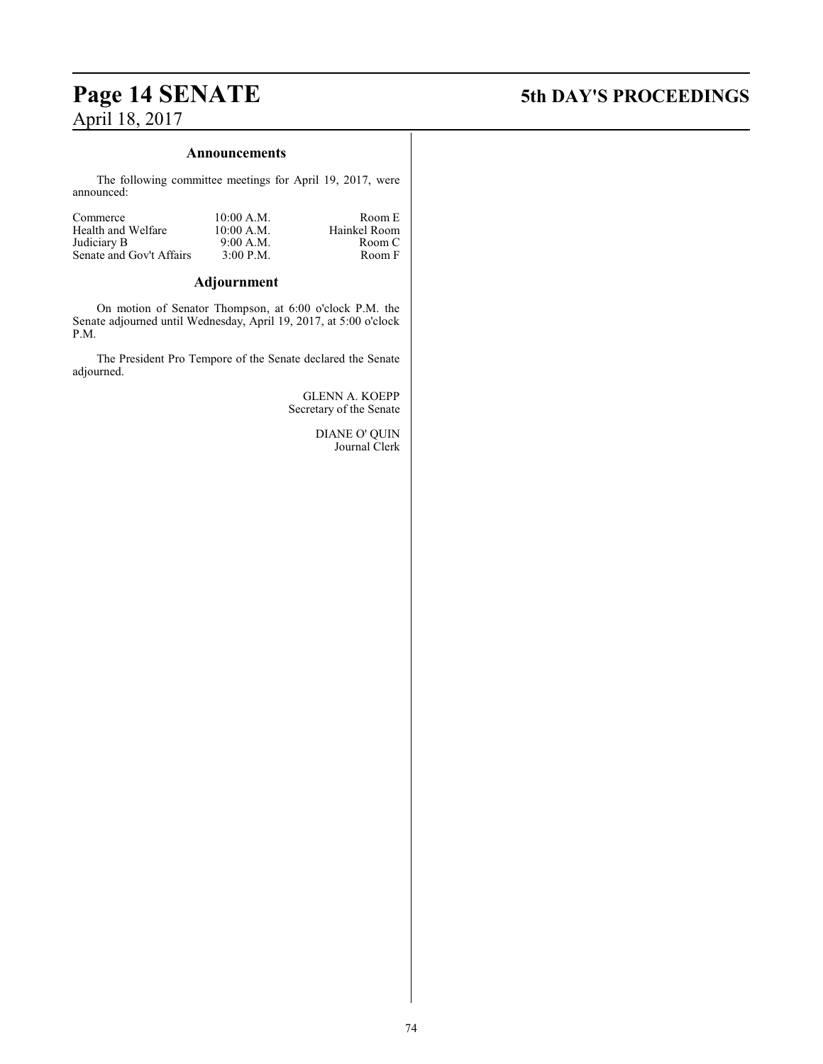### Announcements

The following committee meetings for April 19, 2017, were announced:

| | | |
|---|---|---|
| Commerce | 10:00 A.M. | Room E |
| Health and Welfare | 10:00 A.M. | Hainkel Room |
| Judiciary B | 9:00 A.M. | Room C |
| Senate and Gov't Affairs | 3:00 P.M. | Room F |

### Adjournment

On motion of Senator Thompson, at 6:00 o'clock P.M. the Senate adjourned until Wednesday, April 19, 2017, at 5:00 o'clock P.M.

The President Pro Tempore of the Senate declared the Senate adjourned.

GLENN A. KOEPP
Secretary of the Senate

DIANE O' QUIN
Journal Clerk